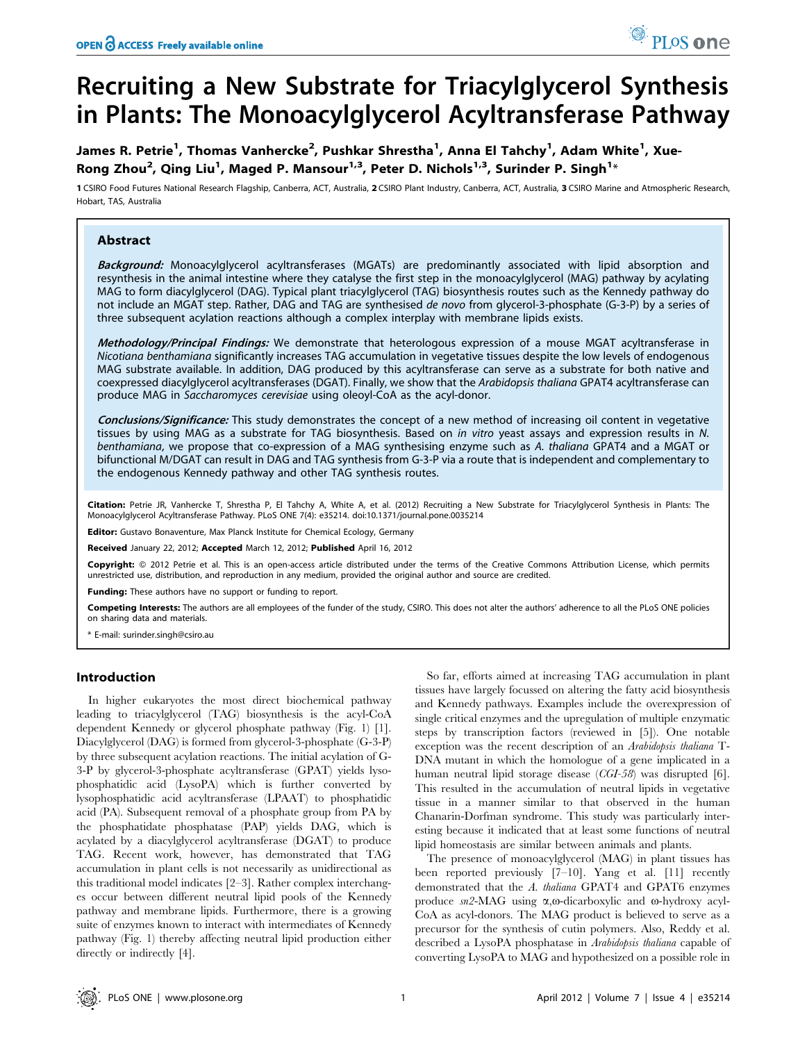# Recruiting a New Substrate for Triacylglycerol Synthesis in Plants: The Monoacylglycerol Acyltransferase Pathway

**James R. Petrie[1], Thomas Vanhercke[2], Pushkar Shrestha[1], Anna El Tahchy[1], Adam White[1], Xue-Rong Zhou[2], Qing Liu[1], Maged P. Mansour[1,3], Peter D. Nichols[1,3], Surinder P. Singh[1]***

1 CSIRO Food Futures National Research Flagship, Canberra, ACT, Australia, 2 CSIRO Plant Industry, Canberra, ACT, Australia, 3 CSIRO Marine and Atmospheric Research, Hobart, TAS, Australia

## Abstract

***Background:*** Monoacylglycerol acyltransferases (MGATs) are predominantly associated with lipid absorption and resynthesis in the animal intestine where they catalyse the first step in the monoacylglycerol (MAG) pathway by acylating MAG to form diacylglycerol (DAG). Typical plant triacylglycerol (TAG) biosynthesis routes such as the Kennedy pathway do not include an MGAT step. Rather, DAG and TAG are synthesised *de novo* from glycerol-3-phosphate (G-3-P) by a series of three subsequent acylation reactions although a complex interplay with membrane lipids exists.

***Methodology/Principal Findings:*** We demonstrate that heterologous expression of a mouse MGAT acyltransferase in *Nicotiana benthamiana* significantly increases TAG accumulation in vegetative tissues despite the low levels of endogenous MAG substrate available. In addition, DAG produced by this acyltransferase can serve as a substrate for both native and coexpressed diacylglycerol acyltransferases (DGAT). Finally, we show that the *Arabidopsis thaliana* GPAT4 acyltransferase can produce MAG in *Saccharomyces cerevisiae* using oleoyl-CoA as the acyl-donor.

***Conclusions/Significance:*** This study demonstrates the concept of a new method of increasing oil content in vegetative tissues by using MAG as a substrate for TAG biosynthesis. Based on *in vitro* yeast assays and expression results in *N. benthamiana*, we propose that co-expression of a MAG synthesising enzyme such as *A. thaliana* GPAT4 and a MGAT or bifunctional M/DGAT can result in DAG and TAG synthesis from G-3-P via a route that is independent and complementary to the endogenous Kennedy pathway and other TAG synthesis routes.

**Citation:** Petrie JR, Vanhercke T, Shrestha P, El Tahchy A, White A, et al. (2012) Recruiting a New Substrate for Triacylglycerol Synthesis in Plants: The Monoacylglycerol Acyltransferase Pathway. PLoS ONE 7(4): e35214. doi:10.1371/journal.pone.0035214

**Editor:** Gustavo Bonaventure, Max Planck Institute for Chemical Ecology, Germany

**Received** January 22, 2012; **Accepted** March 12, 2012; **Published** April 16, 2012

**Copyright:** © 2012 Petrie et al. This is an open-access article distributed under the terms of the Creative Commons Attribution License, which permits unrestricted use, distribution, and reproduction in any medium, provided the original author and source are credited.

**Funding:** These authors have no support or funding to report.

**Competing Interests:** The authors are all employees of the funder of the study, CSIRO. This does not alter the authors' adherence to all the PLoS ONE policies on sharing data and materials.

\* E-mail: surinder.singh@csiro.au

## Introduction

In higher eukaryotes the most direct biochemical pathway leading to triacylglycerol (TAG) biosynthesis is the acyl-CoA dependent Kennedy or glycerol phosphate pathway (Fig. 1) [1]. Diacylglycerol (DAG) is formed from glycerol-3-phosphate (G-3-P) by three subsequent acylation reactions. The initial acylation of G-3-P by glycerol-3-phosphate acyltransferase (GPAT) yields lysophosphatidic acid (LysoPA) which is further converted by lysophosphatidic acid acyltransferase (LPAAT) to phosphatidic acid (PA). Subsequent removal of a phosphate group from PA by the phosphatidate phosphatase (PAP) yields DAG, which is acylated by a diacylglycerol acyltransferase (DGAT) to produce TAG. Recent work, however, has demonstrated that TAG accumulation in plant cells is not necessarily as unidirectional as this traditional model indicates [2–3]. Rather complex interchanges occur between different neutral lipid pools of the Kennedy pathway and membrane lipids. Furthermore, there is a growing suite of enzymes known to interact with intermediates of Kennedy pathway (Fig. 1) thereby affecting neutral lipid production either directly or indirectly [4].

So far, efforts aimed at increasing TAG accumulation in plant tissues have largely focussed on altering the fatty acid biosynthesis and Kennedy pathways. Examples include the overexpression of single critical enzymes and the upregulation of multiple enzymatic steps by transcription factors (reviewed in [5]). One notable exception was the recent description of an *Arabidopsis thaliana* T-DNA mutant in which the homologue of a gene implicated in a human neutral lipid storage disease (*CGI-58*) was disrupted [6]. This resulted in the accumulation of neutral lipids in vegetative tissue in a manner similar to that observed in the human Chanarin-Dorfman syndrome. This study was particularly interesting because it indicated that at least some functions of neutral lipid homeostasis are similar between animals and plants.

The presence of monoacylglycerol (MAG) in plant tissues has been reported previously [7–10]. Yang et al. [11] recently demonstrated that the *A. thaliana* GPAT4 and GPAT6 enzymes produce *sn2*-MAG using α,ω-dicarboxylic and ω-hydroxy acyl-CoA as acyl-donors. The MAG product is believed to serve as a precursor for the synthesis of cutin polymers. Also, Reddy et al. described a LysoPA phosphatase in *Arabidopsis thaliana* capable of converting LysoPA to MAG and hypothesized on a possible role in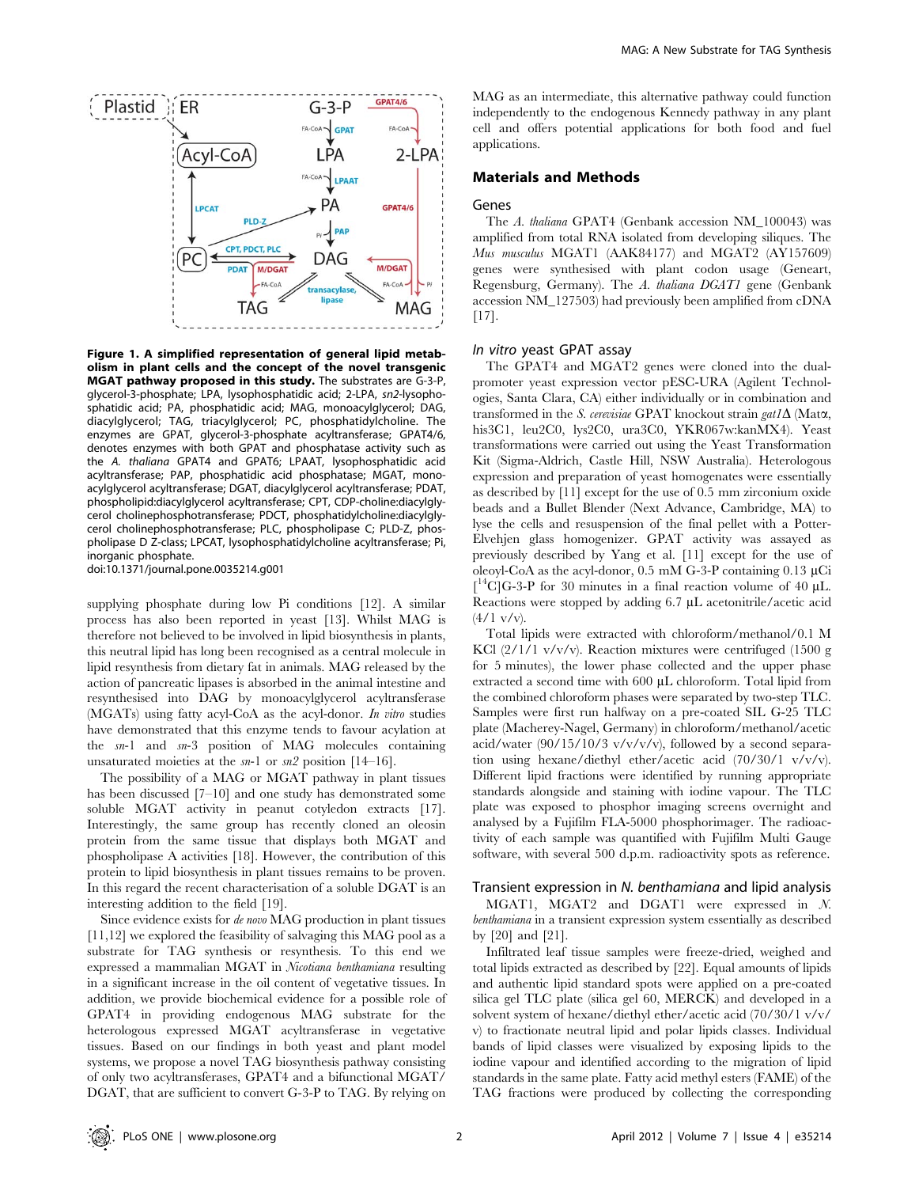**Figure 1. A simplified representation of general lipid metabolism in plant cells and the concept of the novel transgenic MGAT pathway proposed in this study.** The substrates are G-3-P, glycerol-3-phosphate; LPA, lysophosphatidic acid; 2-LPA, *sn2*-lysophosphatidic acid; PA, phosphatidic acid; MAG, monoacylglycerol; DAG, diacylglycerol; TAG, triacylglycerol; PC, phosphatidylcholine. The enzymes are GPAT, glycerol-3-phosphate acyltransferase; GPAT4/6, denotes enzymes with both GPAT and phosphatase activity such as the *A. thaliana* GPAT4 and GPAT6; LPAAT, lysophosphatidic acid acyltransferase; PAP, phosphatidic acid phosphatase; MGAT, monoacylglycerol acyltransferase; DGAT, diacylglycerol acyltransferase; PDAT, phospholipid:diacylglycerol acyltransferase; CPT, CDP-choline:diacylglycerol cholinephosphotransferase; PDCT, phosphatidylcholine:diacylglycerol cholinephosphotransferase; PLC, phospholipase C; PLD-Z, phospholipase D Z-class; LPCAT, lysophosphatidylcholine acyltransferase; Pi, inorganic phosphate.
doi:10.1371/journal.pone.0035214.g001

supplying phosphate during low Pi conditions [12]. A similar process has also been reported in yeast [13]. Whilst MAG is therefore not believed to be involved in lipid biosynthesis in plants, this neutral lipid has long been recognised as a central molecule in lipid resynthesis from dietary fat in animals. MAG released by the action of pancreatic lipases is absorbed in the animal intestine and resynthesised into DAG by monoacylglycerol acyltransferase (MGATs) using fatty acid-CoA as the acyl-donor. *In vitro* studies have demonstrated that this enzyme tends to favour acylation at the *sn*-1 and *sn*-3 position of MAG molecules containing unsaturated moieties at the *sn*-1 or *sn2* position [14–16].

The possibility of a MAG or MGAT pathway in plant tissues has been discussed [7–10] and one study has demonstrated some soluble MGAT activity in peanut cotyledon extracts [17]. Interestingly, the same group has recently cloned an oleosin protein from the same tissue that displays both MGAT and phospholipase A activities [18]. However, the contribution of this protein to lipid biosynthesis in plant tissues remains to be proven. In this regard the recent characterisation of a soluble DGAT is an interesting addition to the field [19].

Since evidence exists for *de novo* MAG production in plant tissues [11,12] we explored the feasibility of salvaging this MAG pool as a substrate for TAG synthesis or resynthesis. To this end we expressed a mammalian MGAT in *Nicotiana benthamiana* resulting in a significant increase in the oil content of vegetative tissues. In addition, we provide biochemical evidence for a possible role of GPAT4 in providing endogenous MAG substrate for the heterologous expressed MGAT acyltransferase in vegetative tissues. Based on our findings in both yeast and plant model systems, we propose a novel TAG biosynthesis pathway consisting of only two acyltransferases, GPAT4 and a bifunctional MGAT/DGAT, that are sufficient to convert G-3-P to TAG. By relying on MAG as an intermediate, this alternative pathway could function independently to the endogenous Kennedy pathway in any plant cell and offers potential applications for both food and fuel applications.

## Materials and Methods

### Genes

The *A. thaliana* GPAT4 (Genbank accession NM_100043) was amplified from total RNA isolated from developing siliques. The *Mus musculus* MGAT1 (AAK84177) and MGAT2 (AY157609) genes were synthesised with plant codon usage (Geneart, Regensburg, Germany). The *A. thaliana DGAT1* gene (Genbank accession NM_127503) had previously been amplified from cDNA [17].

### *In vitro* yeast GPAT assay

The GPAT4 and MGAT2 genes were cloned into the dual-promoter yeast expression vector pESC-URA (Agilent Technologies, Santa Clara, CA) either individually or in combination and transformed in the *S. cerevisiae* GPAT knockout strain *gat1Δ* (Matα, his3C1, leu2C0, lys2C0, ura3C0, YKR067w:kanMX4). Yeast transformations were carried out using the Yeast Transformation Kit (Sigma-Aldrich, Castle Hill, NSW Australia). Heterologous expression and preparation of yeast homogenates were essentially as described by [11] except for the use of 0.5 mm zirconium oxide beads and a Bullet Blender (Next Advance, Cambridge, MA) to lyse the cells and resuspension of the final pellet with a Potter-Elvehjen glass homogenizer. GPAT activity was assayed as previously described by Yang et al. [11] except for the use of oleoyl-CoA as the acyl-donor, 0.5 mM G-3-P containing 0.13 µCi [$^{14}$C]G-3-P for 30 minutes in a final reaction volume of 40 µL. Reactions were stopped by adding 6.7 µL acetonitrile/acetic acid (4/1 v/v).

Total lipids were extracted with chloroform/methanol/0.1 M KCl (2/1/1 v/v/v). Reaction mixtures were centrifuged (1500 g for 5 minutes), the lower phase collected and the upper phase extracted a second time with 600 µL chloroform. Total lipid from the combined chloroform phases were separated by two-step TLC. Samples were first run halfway on a pre-coated SIL G-25 TLC plate (Macherey-Nagel, Germany) in chloroform/methanol/acetic acid/water (90/15/10/3 v/v/v/v), followed by a second separation using hexane/diethyl ether/acetic acid (70/30/1 v/v/v). Different lipid fractions were identified by running appropriate standards alongside and staining with iodine vapour. The TLC plate was exposed to phosphor imaging screens overnight and analysed by a Fujifilm FLA-5000 phosphorimager. The radioactivity of each sample was quantified with Fujifilm Multi Gauge software, with several 500 d.p.m. radioactivity spots as reference.

### Transient expression in *N. benthamiana* and lipid analysis

MGAT1, MGAT2 and DGAT1 were expressed in *N. benthamiana* in a transient expression system essentially as described by [20] and [21].

Infiltrated leaf tissue samples were freeze-dried, weighed and total lipids extracted as described by [22]. Equal amounts of lipids and authentic lipid standard spots were applied on a pre-coated silica gel TLC plate (silica gel 60, MERCK) and developed in a solvent system of hexane/diethyl ether/acetic acid (70/30/1 v/v/v) to fractionate neutral lipid and polar lipids classes. Individual bands of lipid classes were visualized by exposing lipids to the iodine vapour and identified according to the migration of lipid standards in the same plate. Fatty acid methyl esters (FAME) of the TAG fractions were produced by collecting the corresponding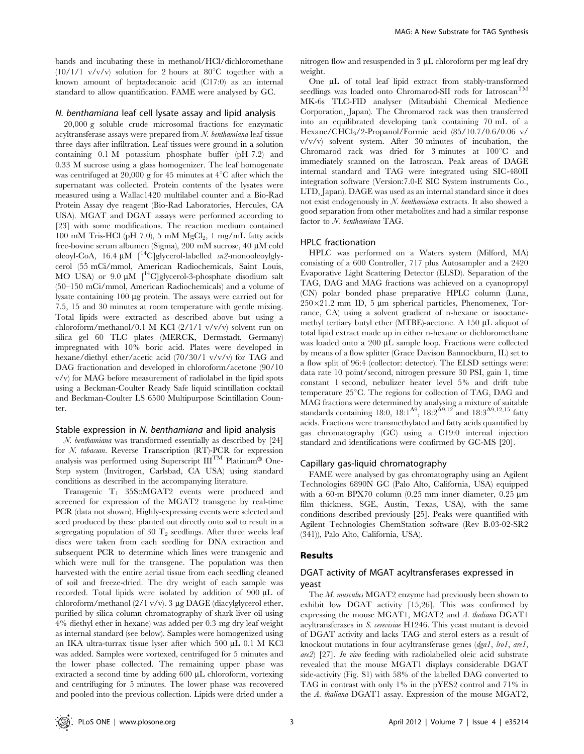bands and incubating these in methanol/HCl/dichloromethane (10/1/1 v/v/v) solution for 2 hours at 80°C together with a known amount of heptadecanoic acid (C17:0) as an internal standard to allow quantification. FAME were analysed by GC.

### *N. benthamiana* leaf cell lysate assay and lipid analysis

20,000 g soluble crude microsomal fractions for enzymatic acyltransferase assays were prepared from *N. benthamiana* leaf tissue three days after infiltration. Leaf tissues were ground in a solution containing 0.1 M potassium phosphate buffer (pH 7.2) and 0.33 M sucrose using a glass homogenizer. The leaf homogenate was centrifuged at 20,000 g for 45 minutes at 4°C after which the supernatant was collected. Protein contents of the lysates were measured using a Wallac1420 multilabel counter and a Bio-Rad Protein Assay dye reagent (Bio-Rad Laboratories, Hercules, CA USA). MGAT and DGAT assays were performed according to [23] with some modifications. The reaction medium contained 100 mM Tris-HCl (pH 7.0), 5 mM $MgCl_2$, 1 mg/mL fatty acids free-bovine serum albumen (Sigma), 200 mM sucrose, 40 µM cold oleoyl-CoA, 16.4 µM [$^{14}$C]glycerol-labelled *sn2*-monooleoylglycerol (55 mCi/mmol, American Radiochemicals, Saint Louis, MO USA) or 9.0 µM [$^{14}$C]glycerol-3-phosphate disodium salt (50–150 mCi/mmol, American Radiochemicals) and a volume of lysate containing 100 µg protein. The assays were carried out for 7.5, 15 and 30 minutes at room temperature with gentle mixing. Total lipids were extracted as described above but using a chloroform/methanol/0.1 M KCl (2/1/1 v/v/v) solvent run on silica gel 60 TLC plates (MERCK, Dermstadt, Germany) impregnated with 10% boric acid. Plates were developed in hexane/diethyl ether/acetic acid (70/30/1 v/v/v) for TAG and DAG fractionation and developed in chloroform/acetone (90/10 v/v) for MAG before measurement of radiolabel in the lipid spots using a Beckman-Coulter Ready Safe liquid scintillation cocktail and Beckman-Coulter LS 6500 Multipurpose Scintillation Counter.

### Stable expression in *N. benthamiana* and lipid analysis

*N. benthamiana* was transformed essentially as described by [24] for *N. tabacum*. Reverse Transcription (RT)-PCR for expression analysis was performed using Superscript III™ Platinum® One-Step system (Invitrogen, Carlsbad, CA USA) using standard conditions as described in the accompanying literature.

Transgenic $T_1$ 35S::MGAT2 events were produced and screened for expression of the MGAT2 transgene by real-time PCR (data not shown). Highly-expressing events were selected and seed produced by these planted out directly onto soil to result in a segregating population of 30 $T_2$ seedlings. After three weeks leaf discs were taken from each seedling for DNA extraction and subsequent PCR to determine which lines were transgenic and which were null for the transgene. The population was then harvested with the entire aerial tissue from each seedling cleaned of soil and freeze-dried. The dry weight of each sample was recorded. Total lipids were isolated by addition of 900 µL of chloroform/methanol (2/1 v/v). 3 µg DAGE (diacylglycerol ether, purified by silica column chromatography of shark liver oil using 4% diethyl ether in hexane) was added per 0.3 mg dry leaf weight as internal standard (see below). Samples were homogenized using an IKA ultra-turrax tissue lyser after which 500 µL 0.1 M KCl was added. Samples were vortexed, centrifuged for 5 minutes and the lower phase collected. The remaining upper phase was extracted a second time by adding 600 µL chloroform, vortexing and centrifuging for 5 minutes. The lower phase was recovered and pooled into the previous collection. Lipids were dried under a nitrogen flow and resuspended in 3 µL chloroform per mg leaf dry weight.

One µL of total leaf lipid extract from stably-transformed seedlings was loaded onto Chromarod-SII rods for Iatroscan™ MK-6s TLC-FID analyser (Mitsubishi Chemical Medience Corporation, Japan). The Chromarod rack was then transferred into an equilibrated developing tank containing 70 mL of a Hexane/$CHCl_3$/2-Propanol/Formic acid (85/10.7/0.6/0.06 v/v/v/v) solvent system. After 30 minutes of incubation, the Chromarod rack was dried for 3 minutes at 100°C and immediately scanned on the Iatroscan. Peak areas of DAGE internal standard and TAG were integrated using SIC-480II integration software (Version:7.0-E SIC System instruments Co., LTD, Japan). DAGE was used as an internal standard since it does not exist endogenously in *N. benthamiana* extracts. It also showed a good separation from other metabolites and had a similar response factor to *N. benthamiana* TAG.

### HPLC fractionation

HPLC was performed on a Waters system (Milford, MA) consisting of a 600 Controller, 717 plus Autosampler and a 2420 Evaporative Light Scattering Detector (ELSD). Separation of the TAG, DAG and MAG fractions was achieved on a cyanopropyl (CN) polar bonded phase preparative HPLC column (Luna, 250×21.2 mm ID, 5 µm spherical particles, Phenomenex, Torrance, CA) using a solvent gradient of n-hexane or isooctane-methyl tertiary butyl ether (MTBE)-acetone. A 150 µL aliquot of total lipid extract made up in either n-hexane or dichloromethane was loaded onto a 200 µL sample loop. Fractions were collected by means of a flow splitter (Grace Davison Bannockburn, IL) set to a flow split of 96:4 (collector: detector). The ELSD settings were: data rate 10 point/second, nitrogen pressure 30 PSI, gain 1, time constant 1 second, nebulizer heater level 5% and drift tube temperature 25°C. The regions for collection of TAG, DAG and MAG fractions were determined by analysing a mixture of suitable standards containing 18:0, 18:1$^{\Delta9}$, 18:2$^{\Delta9,12}$ and 18:3$^{\Delta9,12,15}$ fatty acids. Fractions were transmethylated and fatty acids quantified by gas chromatography (GC) using a C19:0 internal injection standard and identifications were confirmed by GC-MS [20].

### Capillary gas-liquid chromatography

FAME were analysed by gas chromatography using an Agilent Technologies 6890N GC (Palo Alto, California, USA) equipped with a 60-m BPX70 column (0.25 mm inner diameter, 0.25 µm film thickness, SGE, Austin, Texas, USA), with the same conditions described previously [25]. Peaks were quantified with Agilent Technologies ChemStation software (Rev B.03-02-SR2 (341)), Palo Alto, California, USA).

## Results

### DGAT activity of MGAT acyltransferases expressed in yeast

The *M. musculus* MGAT2 enzyme had previously been shown to exhibit low DGAT activity [15,26]. This was confirmed by expressing the mouse MGAT1, MGAT2 and *A. thaliana* DGAT1 acyltransferases in *S. cerevisiae* H1246. This yeast mutant is devoid of DGAT activity and lacks TAG and sterol esters as a result of knockout mutations in four acyltransferase genes (*dga1*, *lro1*, *are1*, *are2*) [27]. *In vivo* feeding with radiolabelled oleic acid substrate revealed that the mouse MGAT1 displays considerable DGAT side-activity (Fig. S1) with 58% of the labelled DAG converted to TAG in contrast with only 1% in the pYES2 control and 71% in the *A. thaliana* DGAT1 assay. Expression of the mouse MGAT2,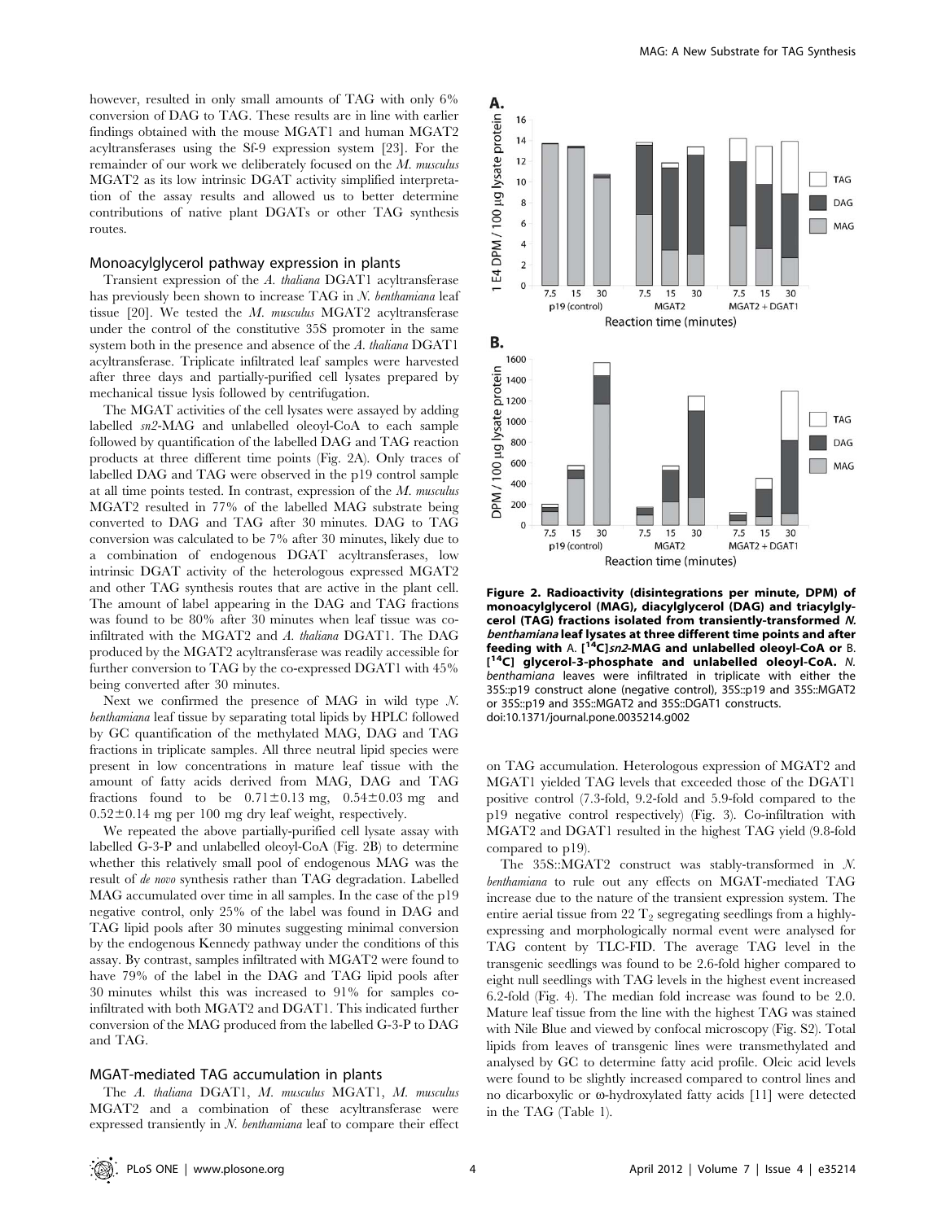however, resulted in only small amounts of TAG with only 6% conversion of DAG to TAG. These results are in line with earlier findings obtained with the mouse MGAT1 and human MGAT2 acyltransferases using the Sf-9 expression system [23]. For the remainder of our work we deliberately focused on the *M. musculus* MGAT2 as its low intrinsic DGAT activity simplified interpretation of the assay results and allowed us to better determine contributions of native plant DGATs or other TAG synthesis routes.

## Monoacylglycerol pathway expression in plants

Transient expression of the *A. thaliana* DGAT1 acyltransferase has previously been shown to increase TAG in *N. benthamiana* leaf tissue [20]. We tested the *M. musculus* MGAT2 acyltransferase under the control of the constitutive 35S promoter in the same system both in the presence and absence of the *A. thaliana* DGAT1 acyltransferase. Triplicate infiltrated leaf samples were harvested after three days and partially-purified cell lysates prepared by mechanical tissue lysis followed by centrifugation.

The MGAT activities of the cell lysates were assayed by adding labelled *sn2*-MAG and unlabelled oleoyl-CoA to each sample followed by quantification of the labelled DAG and TAG reaction products at three different time points (Fig. 2A). Only traces of labelled DAG and TAG were observed in the p19 control sample at all time points tested. In contrast, expression of the *M. musculus* MGAT2 resulted in 77% of the labelled MAG substrate being converted to DAG and TAG after 30 minutes. DAG to TAG conversion was calculated to be 7% after 30 minutes, likely due to a combination of endogenous DGAT acyltransferases, low intrinsic DGAT activity of the heterologous expressed MGAT2 and other TAG synthesis routes that are active in the plant cell. The amount of label appearing in the DAG and TAG fractions was found to be 80% after 30 minutes when leaf tissue was co-infiltrated with the MGAT2 and *A. thaliana* DGAT1. The DAG produced by the MGAT2 acyltransferase was readily accessible for further conversion to TAG by the co-expressed DGAT1 with 45% being converted after 30 minutes.

Next we confirmed the presence of MAG in wild type *N. benthamiana* leaf tissue by separating total lipids by HPLC followed by GC quantification of the methylated MAG, DAG and TAG fractions in triplicate samples. All three neutral lipid species were present in low concentrations in mature leaf tissue with the amount of fatty acids derived from MAG, DAG and TAG fractions found to be 0.71±0.13 mg, 0.54±0.03 mg and 0.52±0.14 mg per 100 mg dry leaf weight, respectively.

We repeated the above partially-purified cell lysate assay with labelled G-3-P and unlabelled oleoyl-CoA (Fig. 2B) to determine whether this relatively small pool of endogenous MAG was the result of *de novo* synthesis rather than TAG degradation. Labelled MAG accumulated over time in all samples. In the case of the p19 negative control, only 25% of the label was found in DAG and TAG lipid pools after 30 minutes suggesting minimal conversion by the endogenous Kennedy pathway under the conditions of this assay. By contrast, samples infiltrated with MGAT2 were found to have 79% of the label in the DAG and TAG lipid pools after 30 minutes whilst this was increased to 91% for samples co-infiltrated with both MGAT2 and DGAT1. This indicated further conversion of the MAG produced from the labelled G-3-P to DAG and TAG.

## MGAT-mediated TAG accumulation in plants

The *A. thaliana* DGAT1, *M. musculus* MGAT1, *M. musculus* MGAT2 and a combination of these acyltransferase were expressed transiently in *N. benthamiana* leaf to compare their effect on TAG accumulation. Heterologous expression of MGAT2 and MGAT1 yielded TAG levels that exceeded those of the DGAT1 positive control (7.3-fold, 9.2-fold and 5.9-fold compared to the p19 negative control respectively) (Fig. 3). Co-infiltration with MGAT2 and DGAT1 resulted in the highest TAG yield (9.8-fold compared to p19).

The 35S::MGAT2 construct was stably-transformed in *N. benthamiana* to rule out any effects on MGAT-mediated TAG increase due to the nature of the transient expression system. The entire aerial tissue from 22 $T_2$ segregating seedlings from a highly-expressing and morphologically normal event were analysed for TAG content by TLC-FID. The average TAG level in the transgenic seedlings was found to be 2.6-fold higher compared to eight null seedlings with TAG levels in the highest event increased 6.2-fold (Fig. 4). The median fold increase was found to be 2.0. Mature leaf tissue from the line with the highest TAG was stained with Nile Blue and viewed by confocal microscopy (Fig. S2). Total lipids from leaves of transgenic lines were transmethylated and analysed by GC to determine fatty acid profile. Oleic acid levels were found to be slightly increased compared to control lines and no dicarboxylic or ω-hydroxylated fatty acids [11] were detected in the TAG (Table 1).

**Figure 2. Radioactivity (disintegrations per minute, DPM) of monoacylglycerol (MAG), diacylglycerol (DAG) and triacylglycerol (TAG) fractions isolated from transiently-transformed *N. benthamiana* leaf lysates at three different time points and after feeding with A. [$^{14}$C]*sn2*-MAG and unlabelled oleoyl-CoA or B. [$^{14}$C] glycerol-3-phosphate and unlabelled oleoyl-CoA.** *N. benthamiana* leaves were infiltrated in triplicate with either the 35S::p19 construct alone (negative control), 35S::p19 and 35S::MGAT2 or 35S::p19 and 35S::MGAT2 and 35S::DGAT1 constructs.
doi:10.1371/journal.pone.0035214.g002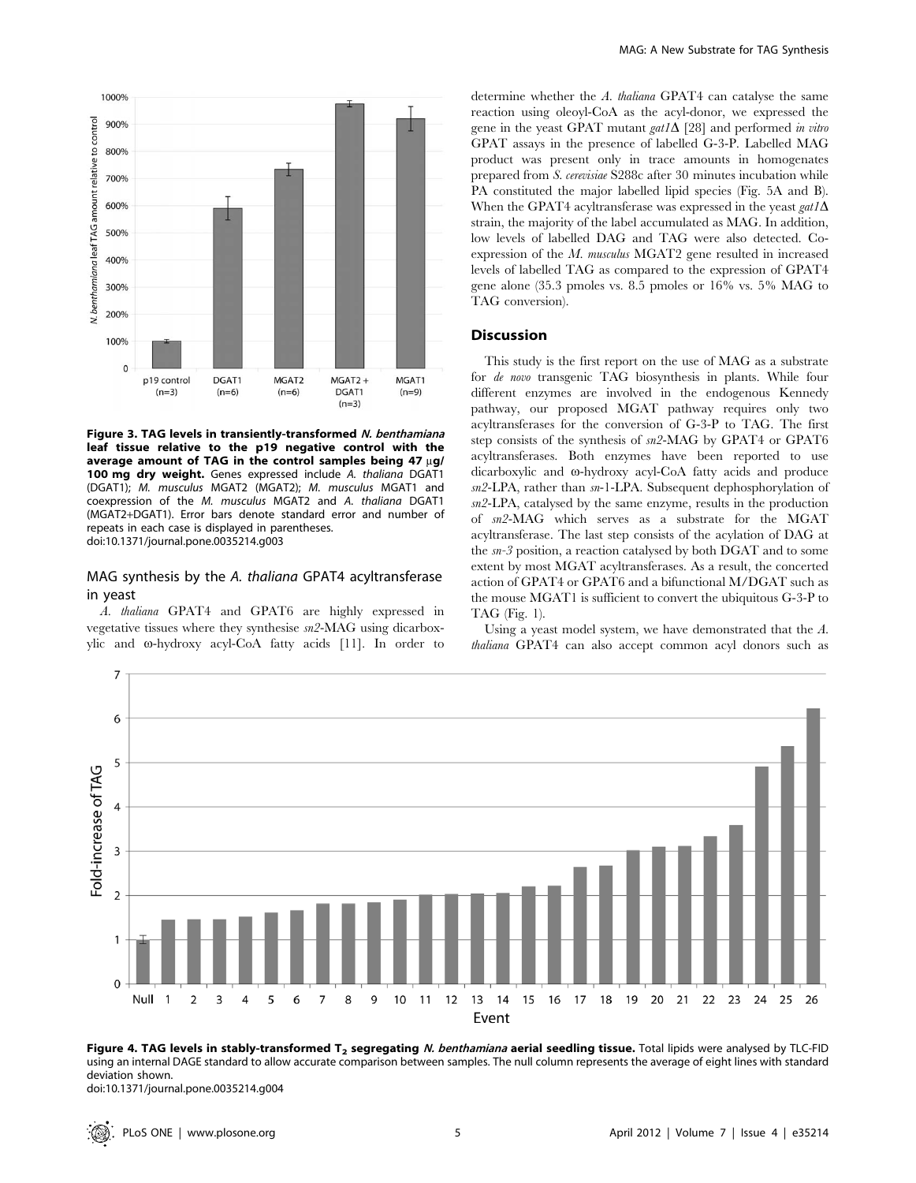Figure 3. TAG levels in transiently-transformed *N. benthamiana* leaf tissue relative to the p19 negative control with the average amount of TAG in the control samples being 47 µg/100 mg dry weight. Genes expressed include *A. thaliana* DGAT1 (DGAT1); *M. musculus* MGAT2 (MGAT2); *M. musculus* MGAT1 and coexpression of the *M. musculus* MGAT2 and *A. thaliana* DGAT1 (MGAT2+DGAT1). Error bars denote standard error and number of repeats in each case is displayed in parentheses.
doi:10.1371/journal.pone.0035214.g003

### MAG synthesis by the *A. thaliana* GPAT4 acyltransferase in yeast

*A. thaliana* GPAT4 and GPAT6 are highly expressed in vegetative tissues where they synthesise *sn2*-MAG using dicarboxylic and ω-hydroxy acyl-CoA fatty acids [11]. In order to determine whether the *A. thaliana* GPAT4 can catalyse the same reaction using oleoyl-CoA as the acyl-donor, we expressed the gene in the yeast GPAT mutant *gat1*Δ [28] and performed *in vitro* GPAT assays in the presence of labelled G-3-P. Labelled MAG product was present only in trace amounts in homogenates prepared from *S. cerevisiae* S288c after 30 minutes incubation while PA constituted the major labelled lipid species (Fig. 5A and B). When the GPAT4 acyltransferase was expressed in the yeast *gat1*Δ strain, the majority of the label accumulated as MAG. In addition, low levels of labelled DAG and TAG were also detected. Co-expression of the *M. musculus* MGAT2 gene resulted in increased levels of labelled TAG as compared to the expression of GPAT4 gene alone (35.3 pmoles vs. 8.5 pmoles or 16% vs. 5% MAG to TAG conversion).

## Discussion

This study is the first report on the use of MAG as a substrate for *de novo* transgenic TAG biosynthesis in plants. While four different enzymes are involved in the endogenous Kennedy pathway, our proposed MGAT pathway requires only two acyltransferases for the conversion of G-3-P to TAG. The first step consists of the synthesis of *sn2*-MAG by GPAT4 or GPAT6 acyltransferases. Both enzymes have been reported to use dicarboxylic and ω-hydroxy acyl-CoA fatty acids and produce *sn2*-LPA, rather than *sn*-1-LPA. Subsequent dephosphorylation of *sn2*-LPA, catalysed by the same enzyme, results in the production of *sn2*-MAG which serves as a substrate for the MGAT acyltransferase. The last step consists of the acylation of DAG at the *sn-3* position, a reaction catalysed by both DGAT and to some extent by most MGAT acyltransferases. As a result, the concerted action of GPAT4 or GPAT6 and a bifunctional M/DGAT such as the mouse MGAT1 is sufficient to convert the ubiquitous G-3-P to TAG (Fig. 1).

Using a yeast model system, we have demonstrated that the *A. thaliana* GPAT4 can also accept common acyl donors such as

Figure 4. TAG levels in stably-transformed $T_2$ segregating *N. benthamiana* aerial seedling tissue. Total lipids were analysed by TLC-FID using an internal DAGE standard to allow accurate comparison between samples. The null column represents the average of eight lines with standard deviation shown.
doi:10.1371/journal.pone.0035214.g004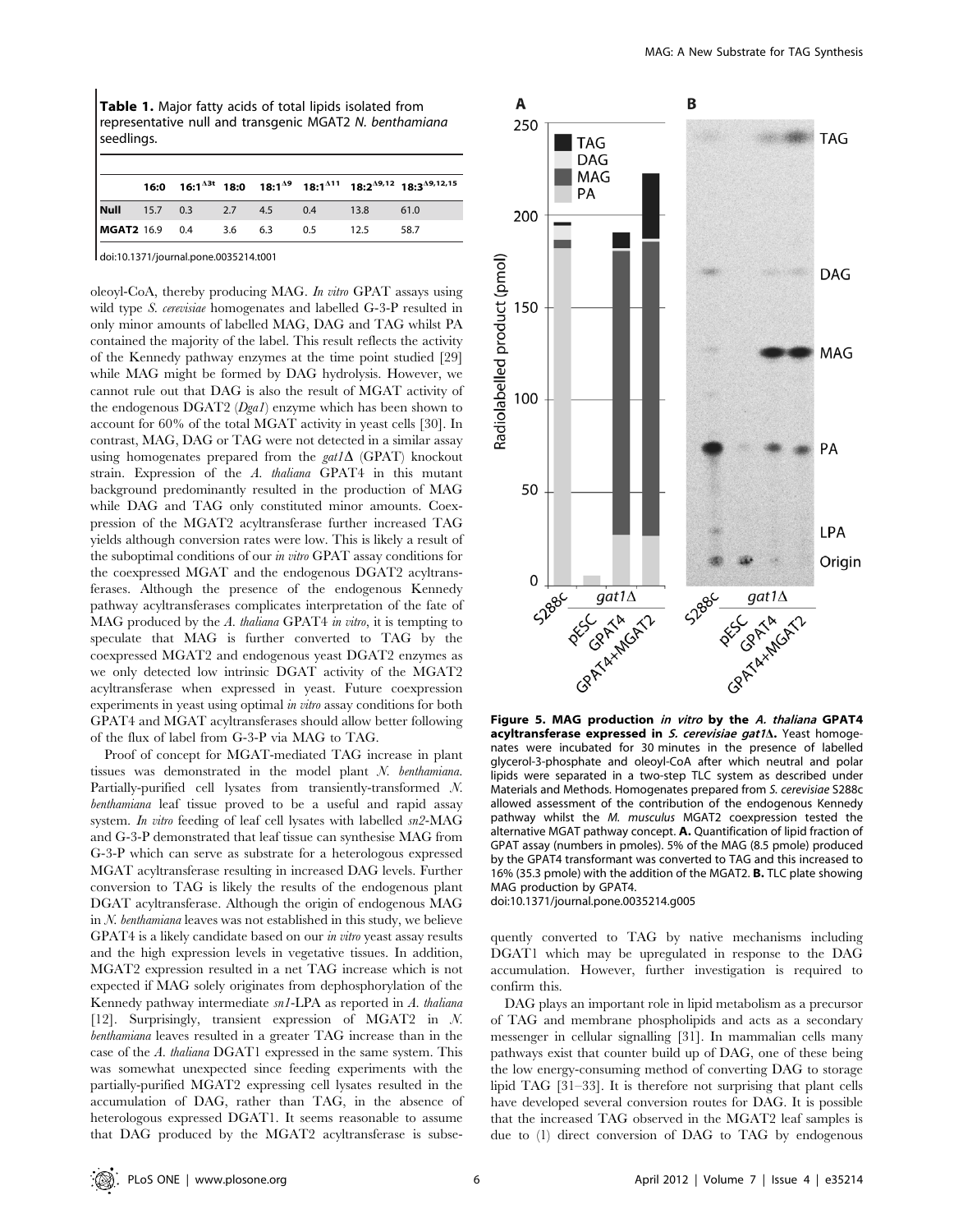**Table 1.** Major fatty acids of total lipids isolated from representative null and transgenic MGAT2 *N. benthamiana* seedlings.

| | 16:0 | 16:1$^{\Delta3t}$ | 18:0 | 18:1$^{\Delta9}$ | 18:1$^{\Delta11}$ | 18:2$^{\Delta9,12}$ | 18:3$^{\Delta9,12,15}$ |
|---|---|---|---|---|---|---|---|
| **Null** | 15.7 | 0.3 | 2.7 | 4.5 | 0.4 | 13.8 | 61.0 |
| **MGAT2** | 16.9 | 0.4 | 3.6 | 6.3 | 0.5 | 12.5 | 58.7 |

doi:10.1371/journal.pone.0035214.t001

oleoyl-CoA, thereby producing MAG. *In vitro* GPAT assays using wild type *S. cerevisiae* homogenates and labelled G-3-P resulted in only minor amounts of labelled MAG, DAG and TAG whilst PA contained the majority of the label. This result reflects the activity of the Kennedy pathway enzymes at the time point studied [29] while MAG might be formed by DAG hydrolysis. However, we cannot rule out that DAG is also the result of MGAT activity of the endogenous DGAT2 (*Dga1*) enzyme which has been shown to account for 60% of the total MGAT activity in yeast cells [30]. In contrast, MAG, DAG or TAG were not detected in a similar assay using homogenates prepared from the *gat1*Δ (GPAT) knockout strain. Expression of the *A. thaliana* GPAT4 in this mutant background predominantly resulted in the production of MAG while DAG and TAG only constituted minor amounts. Coexpression of the MGAT2 acyltransferase further increased TAG yields although conversion rates were low. This is likely a result of the suboptimal conditions of our *in vitro* GPAT assay conditions for the coexpressed MGAT and the endogenous DGAT2 acyltransferases. Although the presence of the endogenous Kennedy pathway acyltransferases complicates interpretation of the fate of MAG produced by the *A. thaliana* GPAT4 *in vitro*, it is tempting to speculate that MAG is further converted to TAG by the coexpressed MGAT2 and endogenous yeast DGAT2 enzymes as we only detected low intrinsic DGAT activity of the MGAT2 acyltransferase when expressed in yeast. Future coexpression experiments in yeast using optimal *in vitro* assay conditions for both GPAT4 and MGAT acyltransferases should allow better following of the flux of label from G-3-P via MAG to TAG.

Proof of concept for MGAT-mediated TAG increase in plant tissues was demonstrated in the model plant *N. benthamiana*. Partially-purified cell lysates from transiently-transformed *N. benthamiana* leaf tissue proved to be a useful and rapid assay system. *In vitro* feeding of leaf cell lysates with labelled *sn2*-MAG and G-3-P demonstrated that leaf tissue can synthesise MAG from G-3-P which can serve as substrate for a heterologous expressed MGAT acyltransferase resulting in increased DAG levels. Further conversion to TAG is likely the results of the endogenous plant DGAT acyltransferase. Although the origin of endogenous MAG in *N. benthamiana* leaves was not established in this study, we believe GPAT4 is a likely candidate based on our *in vitro* yeast assay results and the high expression levels in vegetative tissues. In addition, MGAT2 expression resulted in a net TAG increase which is not expected if MAG solely originates from dephosphorylation of the Kennedy pathway intermediate *sn1*-LPA as reported in *A. thaliana* [12]. Surprisingly, transient expression of MGAT2 in *N. benthamiana* leaves resulted in a greater TAG increase than in the case of the *A. thaliana* DGAT1 expressed in the same system. This was somewhat unexpected since feeding experiments with the partially-purified MGAT2 expressing cell lysates resulted in the accumulation of DAG, rather than TAG, in the absence of heterologous expressed DGAT1. It seems reasonable to assume that DAG produced by the MGAT2 acyltransferase is subsequently converted to TAG by native mechanisms including DGAT1 which may be upregulated in response to the DAG accumulation. However, further investigation is required to confirm this.

**Figure 5. MAG production *in vitro* by the *A. thaliana* GPAT4 acyltransferase expressed in *S. cerevisiae gat1*Δ.** Yeast homogenates were incubated for 30 minutes in the presence of labelled glycerol-3-phosphate and oleoyl-CoA after which neutral and polar lipids were separated in a two-step TLC system as described under Materials and Methods. Homogenates prepared from *S. cerevisiae* S288c allowed assessment of the contribution of the endogenous Kennedy pathway whilst the *M. musculus* MGAT2 coexpression tested the alternative MGAT pathway concept. **A.** Quantification of lipid fraction of GPAT assay (numbers in pmoles). 5% of the MAG (8.5 pmole) produced by the GPAT4 transformant was converted to TAG and this increased to 16% (35.3 pmole) with the addition of the MGAT2. **B.** TLC plate showing MAG production by GPAT4.
doi:10.1371/journal.pone.0035214.g005

DAG plays an important role in lipid metabolism as a precursor of TAG and membrane phospholipids and acts as a secondary messenger in cellular signalling [31]. In mammalian cells many pathways exist that counter build up of DAG, one of these being the low energy-consuming method of converting DAG to storage lipid TAG [31–33]. It is therefore not surprising that plant cells have developed several conversion routes for DAG. It is possible that the increased TAG observed in the MGAT2 leaf samples is due to (1) direct conversion of DAG to TAG by endogenous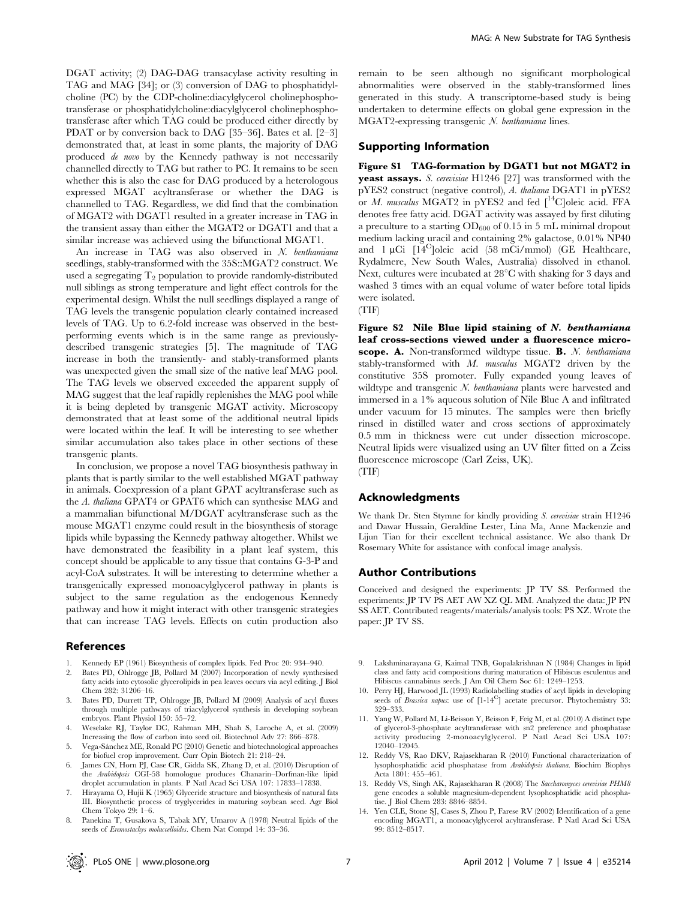DGAT activity; (2) DAG-DAG transacylase activity resulting in TAG and MAG [34]; or (3) conversion of DAG to phosphatidylcholine (PC) by the CDP-choline:diacylglycerol cholinephosphotransferase or phosphatidylcholine:diacylglycerol cholinephosphotransferase after which TAG could be produced either directly by PDAT or by conversion back to DAG [35–36]. Bates et al. [2–3] demonstrated that, at least in some plants, the majority of DAG produced *de novo* by the Kennedy pathway is not necessarily channelled directly to TAG but rather to PC. It remains to be seen whether this is also the case for DAG produced by a heterologous expressed MGAT acyltransferase or whether the DAG is channelled to TAG. Regardless, we did find that the combination of MGAT2 with DGAT1 resulted in a greater increase in TAG in the transient assay than either the MGAT2 or DGAT1 and that a similar increase was achieved using the bifunctional MGAT1.

An increase in TAG was also observed in *N. benthamiana* seedlings, stably-transformed with the 35S::MGAT2 construct. We used a segregating $T_2$ population to provide randomly-distributed null siblings as strong temperature and light effect controls for the experimental design. Whilst the null seedlings displayed a range of TAG levels the transgenic population clearly contained increased levels of TAG. Up to 6.2-fold increase was observed in the best-performing events which is in the same range as previously-described transgenic strategies [5]. The magnitude of TAG increase in both the transiently- and stably-transformed plants was unexpected given the small size of the native leaf MAG pool. The TAG levels we observed exceeded the apparent supply of MAG suggest that the leaf rapidly replenishes the MAG pool while it is being depleted by transgenic MGAT activity. Microscopy demonstrated that at least some of the additional neutral lipids were located within the leaf. It will be interesting to see whether similar accumulation also takes place in other sections of these transgenic plants.

In conclusion, we propose a novel TAG biosynthesis pathway in plants that is partly similar to the well established MGAT pathway in animals. Coexpression of a plant GPAT acyltransferase such as the *A. thaliana* GPAT4 or GPAT6 which can synthesise MAG and a mammalian bifunctional M/DGAT acyltransferase such as the mouse MGAT1 enzyme could result in the biosynthesis of storage lipids while bypassing the Kennedy pathway altogether. Whilst we have demonstrated the feasibility in a plant leaf system, this concept should be applicable to any tissue that contains G-3-P and acyl-CoA substrates. It will be interesting to determine whether a transgenically expressed monoacylglycerol pathway in plants is subject to the same regulation as the endogenous Kennedy pathway and how it might interact with other transgenic strategies that can increase TAG levels. Effects on cutin production also remain to be seen although no significant morphological abnormalities were observed in the stably-transformed lines generated in this study. A transcriptome-based study is being undertaken to determine effects on global gene expression in the MGAT2-expressing transgenic *N. benthamiana* lines.

## Supporting Information

**Figure S1 TAG-formation by DGAT1 but not MGAT2 in yeast assays.** *S. cerevisiae* H1246 [27] was transformed with the pYES2 construct (negative control), *A. thaliana* DGAT1 in pYES2 or *M. musculus* MGAT2 in pYES2 and fed [$^{14}$C]oleic acid. FFA denotes free fatty acid. DGAT activity was assayed by first diluting a preculture to a starting $OD_{600}$ of 0.15 in 5 mL minimal dropout medium lacking uracil and containing 2% galactose, 0.01% NP40 and 1 µCi [$^{14C}$]oleic acid (58 mCi/mmol) (GE Healthcare, Rydalmere, New South Wales, Australia) dissolved in ethanol. Next, cultures were incubated at 28°C with shaking for 3 days and washed 3 times with an equal volume of water before total lipids were isolated.
(TIF)

**Figure S2 Nile Blue lipid staining of *N. benthamiana* leaf cross-sections viewed under a fluorescence microscope. A.** Non-transformed wildtype tissue. **B.** *N. benthamiana* stably-transformed with *M. musculus* MGAT2 driven by the constitutive 35S promoter. Fully expanded young leaves of wildtype and transgenic *N. benthamiana* plants were harvested and immersed in a 1% aqueous solution of Nile Blue A and infiltrated under vacuum for 15 minutes. The samples were then briefly rinsed in distilled water and cross sections of approximately 0.5 mm in thickness were cut under dissection microscope. Neutral lipids were visualized using an UV filter fitted on a Zeiss fluorescence microscope (Carl Zeiss, UK).
(TIF)

## Acknowledgments

We thank Dr. Sten Stymne for kindly providing *S. cerevisiae* strain H1246 and Dawar Hussain, Geraldine Lester, Lina Ma, Anne Mackenzie and Lijun Tian for their excellent technical assistance. We also thank Dr Rosemary White for assistance with confocal image analysis.

## Author Contributions

Conceived and designed the experiments: JP TV SS. Performed the experiments: JP TV PS AET AW XZ QL MM. Analyzed the data: JP PN SS AET. Contributed reagents/materials/analysis tools: PS XZ. Wrote the paper: JP TV SS.

## References

1. Kennedy EP (1961) Biosynthesis of complex lipids. Fed Proc 20: 934–940.
2. Bates PD, Ohlrogge JB, Pollard M (2007) Incorporation of newly synthesised fatty acids into cytosolic glycerolipids in pea leaves occurs via acyl editing. J Biol Chem 282: 31206–16.
3. Bates PD, Durrett TP, Ohlrogge JB, Pollard M (2009) Analysis of acyl fluxes through multiple pathways of triacylglycerol synthesis in developing soybean embryos. Plant Physiol 150: 55–72.
4. Weselake RJ, Taylor DC, Rahman MH, Shah S, Laroche A, et al. (2009) Increasing the flow of carbon into seed oil. Biotechnol Adv 27: 866–878.
5. Vega-Sánchez ME, Ronald PC (2010) Genetic and biotechnological approaches for biofuel crop improvement. Curr Opin Biotech 21: 218–24.
6. James CN, Horn PJ, Case CR, Gidda SK, Zhang D, et al. (2010) Disruption of the *Arabidopsis* CGI-58 homologue produces Chanarin–Dorfman-like lipid droplet accumulation in plants. P Natl Acad Sci USA 107: 17833–17838.
7. Hirayama O, Hujii K (1965) Glyceride structure and biosynthesis of natural fats III. Biosynthetic process of tryglycerides in maturing soybean seed. Agr Biol Chem Tokyo 29: 1–6.
8. Panekina T, Gusakova S, Tabak MY, Umarov A (1978) Neutral lipids of the seeds of *Eremostachys moluccelloides*. Chem Nat Compd 14: 33–36.
9. Lakshminarayana G, Kaimal TNB, Gopalakrishnan N (1984) Changes in lipid class and fatty acid compositions during maturation of Hibiscus esculentus and Hibiscus cannabinus seeds. J Am Oil Chem Soc 61: 1249–1253.
10. Perry HJ, Harwood JL (1993) Radiolabelling studies of acyl lipids in developing seeds of *Brassica napus*: use of [1-$14^{C}$] acetate precursor. Phytochemistry 33: 329–333.
11. Yang W, Pollard M, Li-Beisson Y, Beisson F, Feig M, et al. (2010) A distinct type of glycerol-3-phosphate acyltransferase with sn2 preference and phosphatase activity producing 2-monoacylglycerol. P Natl Acad Sci USA 107: 12040–12045.
12. Reddy VS, Rao DKV, Rajasekharan R (2010) Functional characterization of lysophosphatidic acid phosphatase from *Arabidopsis thaliana*. Biochim Biophys Acta 1801: 455–461.
13. Reddy VS, Singh AK, Rajasekharan R (2008) The *Saccharomyces cerevisiae PHM8* gene encodes a soluble magnesium-dependent lysophosphatidic acid phosphatase. J Biol Chem 283: 8846–8854.
14. Yen CLE, Stone SJ, Cases S, Zhou P, Farese RV (2002) Identification of a gene encoding MGAT1, a monoacylglycerol acyltransferase. P Natl Acad Sci USA 99: 8512–8517.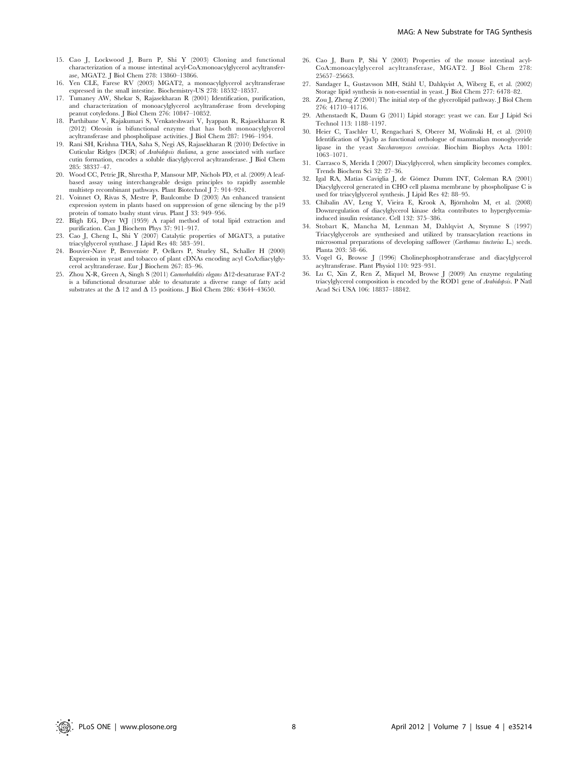15. Cao J, Lockwood J, Burn P, Shi Y (2003) Cloning and functional characterization of a mouse intestinal acyl-CoA:monoacylglycerol acyltransferase, MGAT2. J Biol Chem 278: 13860–13866.
16. Yen CLE, Farese RV (2003) MGAT2, a monoacylglycerol acyltransferase expressed in the small intestine. Biochemistry-US 278: 18532–18537.
17. Tumaney AW, Shekar S, Rajasekharan R (2001) Identification, purification, and characterization of monoacylglycerol acyltransferase from developing peanut cotyledons. J Biol Chem 276: 10847–10852.
18. Parthibane V, Rajakumari S, Venkateshwari V, Iyappan R, Rajasekharan R (2012) Oleosin is bifunctional enzyme that has both monoacylglycerol acyltransferase and phospholipase activities. J Biol Chem 287: 1946–1954.
19. Rani SH, Krishna THA, Saha S, Negi AS, Rajasekharan R (2010) Defective in Cuticular Ridges (DCR) of *Arabidopsis thaliana*, a gene associated with surface cutin formation, encodes a soluble diacylglycerol acyltransferase. J Biol Chem 285: 38337–47.
20. Wood CC, Petrie JR, Shrestha P, Mansour MP, Nichols PD, et al. (2009) A leaf-based assay using interchangeable design principles to rapidly assemble multistep recombinant pathways. Plant Biotechnol J 7: 914–924.
21. Voinnet O, Rivas S, Mestre P, Baulcombe D (2003) An enhanced transient expression system in plants based on suppression of gene silencing by the p19 protein of tomato bushy stunt virus. Plant J 33: 949–956.
22. Bligh EG, Dyer WJ (1959) A rapid method of total lipid extraction and purification. Can J Biochem Phys 37: 911–917.
23. Cao J, Cheng L, Shi Y (2007) Catalytic properties of MGAT3, a putative triacylglycerol synthase. J Lipid Res 48: 583–591.
24. Bouvier-Nave P, Benveniste P, Oelkers P, Sturley SL, Schaller H (2000) Expression in yeast and tobacco of plant cDNAs encoding acyl CoA:diacylglycerol acyltransferase. Eur J Biochem 267: 85–96.
25. Zhou X-R, Green A, Singh S (2011) *Caenorhabditis elegans* Δ12-desaturase FAT-2 is a bifunctional desaturase able to desaturate a diverse range of fatty acid substrates at the Δ 12 and Δ 15 positions. J Biol Chem 286: 43644–43650.
26. Cao J, Burn P, Shi Y (2003) Properties of the mouse intestinal acyl-CoA:monoacylglycerol acyltransferase, MGAT2. J Biol Chem 278: 25657–25663.
27. Sandager L, Gustavsson MH, Ståhl U, Dahlqvist A, Wiberg E, et al. (2002) Storage lipid synthesis is non-essential in yeast. J Biol Chem 277: 6478–82.
28. Zou J, Zheng Z (2001) The initial step of the glycerolipid pathway. J Biol Chem 276: 41710–41716.
29. Athenstaedt K, Daum G (2011) Lipid storage: yeast we can. Eur J Lipid Sci Technol 113: 1188–1197.
30. Heier C, Taschler U, Rengachari S, Oberer M, Wolinski H, et al. (2010) Identification of Yju3p as functional orthologue of mammalian monoglyceride lipase in the yeast *Saccharomyces cerevisiae*. Biochim Biophys Acta 1801: 1063–1071.
31. Carrasco S, Merida I (2007) Diacylglycerol, when simplicity becomes complex. Trends Biochem Sci 32: 27–36.
32. Igal RA, Matias Caviglia J, de Gómez Dumm INT, Coleman RA (2001) Diacylglycerol generated in CHO cell plasma membrane by phospholipase C is used for triacylglycerol synthesis. J Lipid Res 42: 88–95.
33. Chibalin AV, Leng Y, Vieira E, Krook A, Björnholm M, et al. (2008) Downregulation of diacylglycerol kinase delta contributes to hyperglycemia-induced insulin resistance. Cell 132: 375–386.
34. Stobart K, Mancha M, Lenman M, Dahlqvist A, Stymne S (1997) Triacylglycerols are synthesised and utilized by transacylation reactions in microsomal preparations of developing safflower (*Carthamus tinctorius* L.) seeds. Planta 203: 58–66.
35. Vogel G, Browse J (1996) Cholinephosphotransferase and diacylglycerol acyltransferase. Plant Physiol 110: 923–931.
36. Lu C, Xin Z, Ren Z, Miquel M, Browse J (2009) An enzyme regulating triacylglycerol composition is encoded by the ROD1 gene of *Arabidopsis*. P Natl Acad Sci USA 106: 18837–18842.